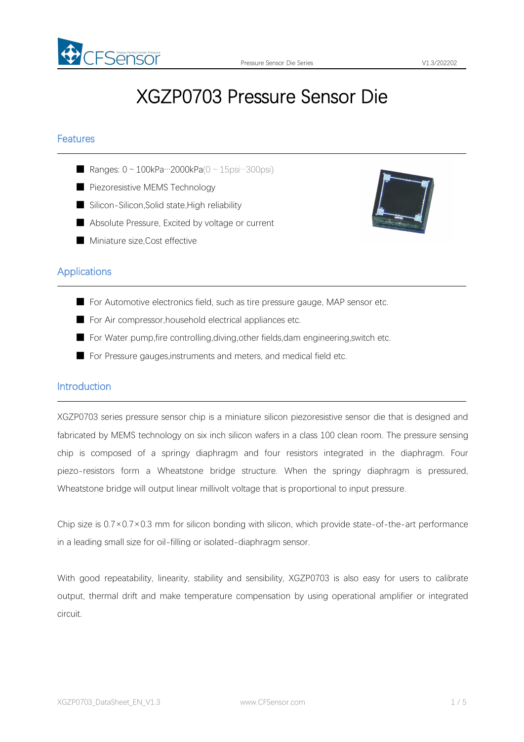# XGZP0703 Pressure Sensor Die

## Features

- Ranges: 0 ~ 100kPa···2000kPa(0 ~ 15psi···300psi)
- Piezoresistive MEMS Technology
- Silicon-Silicon,Solid state,High reliability
- Absolute Pressure, Excited by voltage or current
- Miniature size,Cost effective

## Applications

- For Automotive electronics field, such as tire pressure gauge, MAP sensor etc.
- For Air compressor,household electrical appliances etc.
- For Water pump,fire controlling,diving,other fields,dam engineering,switch etc.
- For Pressure gauges,instruments and meters, and medical field etc.

## Introduction

XGZP0703 series pressure sensor chip is a miniature silicon piezoresistive sensor die that is designed and fabricated by MEMS technology on six inch silicon wafers in a class 100 clean room. The pressure sensing chip is composed of a springy diaphragm and four resistors integrated in the diaphragm. Four piezo-resistors form a Wheatstone bridge structure. When the springy diaphragm is pressured, Wheatstone bridge will output linear millivolt voltage that is proportional to input pressure.

Chip size is 0.7×0.7×0.3 mm for silicon bonding with silicon, which provide state-of-the-art performance in a leading small size for oil-filling or isolated-diaphragm sensor.

With good repeatability, linearity, stability and sensibility, XGZP0703 is also easy for users to calibrate output, thermal drift and make temperature compensation by using operational amplifier or integrated circuit.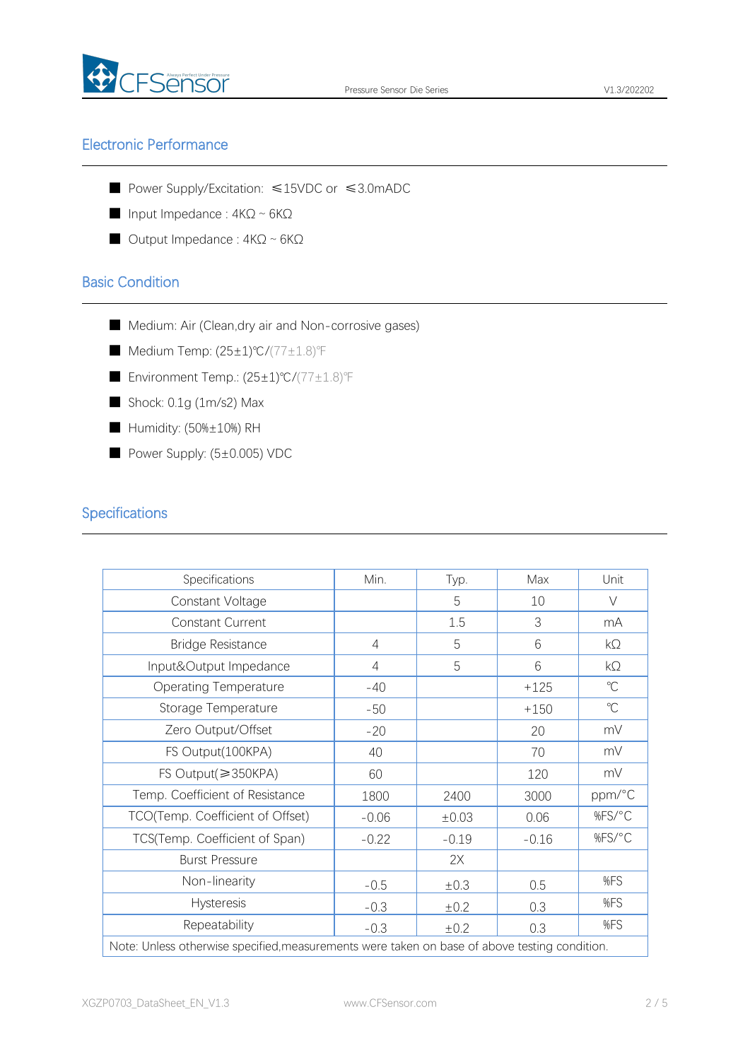## Electronic Performance

- Power Supply/Excitation: ≤15VDC or ≤3.0mADC
- Input Impedance : 4KΩ ~ 6KΩ
- Output Impedance : 4KΩ ~ 6KΩ

## Basic Condition

- Medium: Air (Clean,dry air and Non-corrosive gases)
- Medium Temp: (25±1)℃/(77±1.8)℉
- Environment Temp.: (25±1)℃/(77±1.8)℉
- Shock: 0.1g (1m/s2) Max
- Humidity: (50%±10%) RH
- Power Supply: (5±0.005) VDC

## Specifications

| Specifications | Min. | Typ. | Max | Unit |
|---|---|---|---|---|
| Constant Voltage | | 5 | 10 | V |
| Constant Current | | 1.5 | 3 | mA |
| Bridge Resistance | 4 | 5 | 6 | kΩ |
| Input&Output Impedance | 4 | 5 | 6 | kΩ |
| Operating Temperature | -40 | | +125 | ℃ |
| Storage Temperature | -50 | | +150 | ℃ |
| Zero Output/Offset | -20 | | 20 | mV |
| FS Output(100KPA) | 40 | | 70 | mV |
| FS Output(≥350KPA) | 60 | | 120 | mV |
| Temp. Coefficient of Resistance | 1800 | 2400 | 3000 | ppm/°C |
| TCO(Temp. Coefficient of Offset) | -0.06 | ±0.03 | 0.06 | %FS/°C |
| TCS(Temp. Coefficient of Span) | -0.22 | -0.19 | -0.16 | %FS/°C |
| Burst Pressure | | 2X | | |
| Non-linearity | -0.5 | ±0.3 | 0.5 | %FS |
| Hysteresis | -0.3 | ±0.2 | 0.3 | %FS |
| Repeatability | -0.3 | ±0.2 | 0.3 | %FS |

Note: Unless otherwise specified,measurements were taken on base of above testing condition.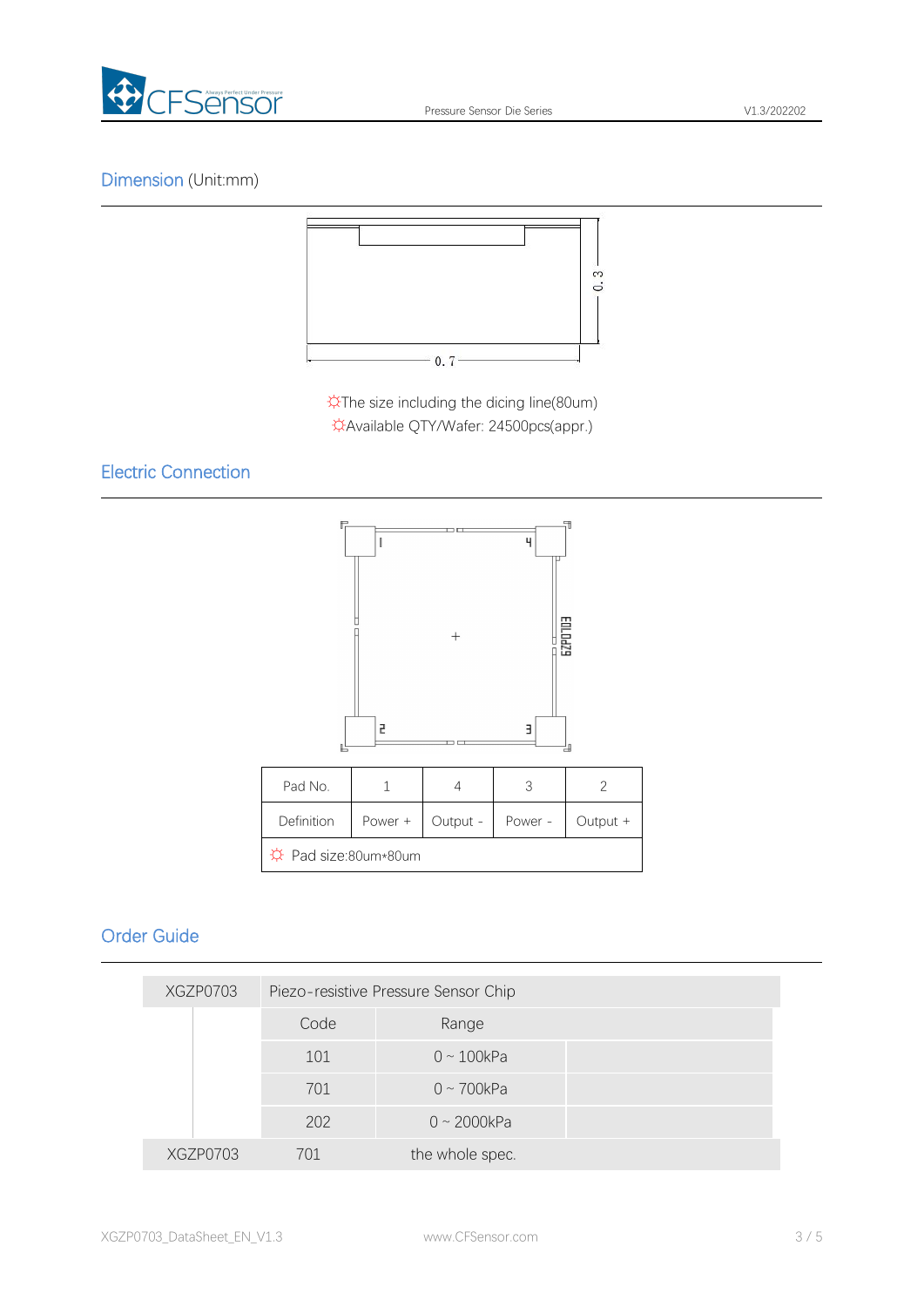## Dimension (Unit:mm)

☼The size including the dicing line(80um)
☼Available QTY/Wafer: 24500pcs(appr.)

## Electric Connection

| Pad No. | 1 | 4 | 3 | 2 |
|---|---|---|---|---|
| Definition | Power + | Output - | Power - | Output + |
| ☼ Pad size:80um*80um | | | | |

## Order Guide

| XGZP0703 | Piezo-resistive Pressure Sensor Chip | | |
|---|---|---|---|
| | Code | Range | |
| | 101 | 0 ~ 100kPa | |
| | 701 | 0 ~ 700kPa | |
| | 202 | 0 ~ 2000kPa | |
| XGZP0703 | 701 | the whole spec. | |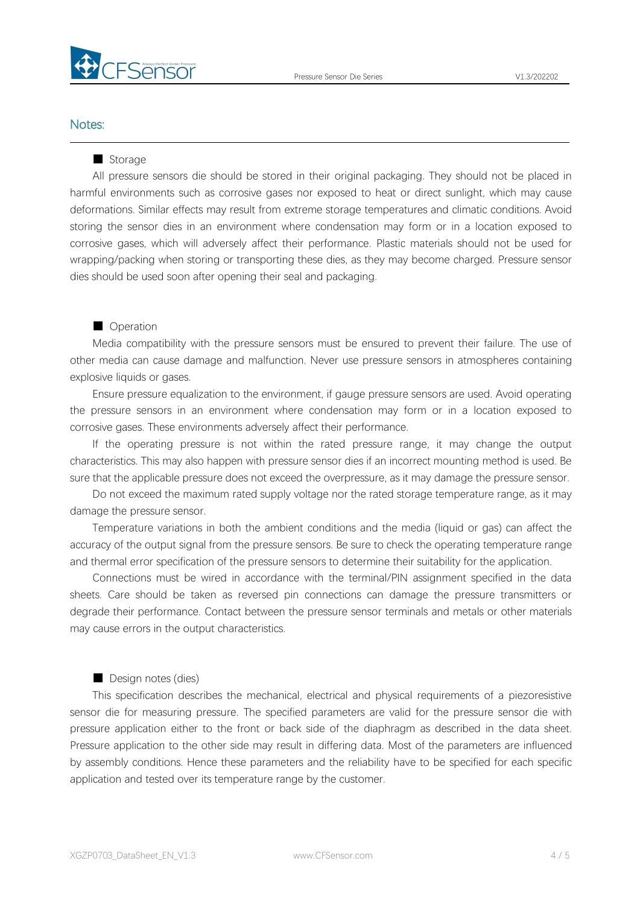## Notes:

### ■ Storage

All pressure sensors die should be stored in their original packaging. They should not be placed in harmful environments such as corrosive gases nor exposed to heat or direct sunlight, which may cause deformations. Similar effects may result from extreme storage temperatures and climatic conditions. Avoid storing the sensor dies in an environment where condensation may form or in a location exposed to corrosive gases, which will adversely affect their performance. Plastic materials should not be used for wrapping/packing when storing or transporting these dies, as they may become charged. Pressure sensor dies should be used soon after opening their seal and packaging.

### ■ Operation

Media compatibility with the pressure sensors must be ensured to prevent their failure. The use of other media can cause damage and malfunction. Never use pressure sensors in atmospheres containing explosive liquids or gases.

Ensure pressure equalization to the environment, if gauge pressure sensors are used. Avoid operating the pressure sensors in an environment where condensation may form or in a location exposed to corrosive gases. These environments adversely affect their performance.

If the operating pressure is not within the rated pressure range, it may change the output characteristics. This may also happen with pressure sensor dies if an incorrect mounting method is used. Be sure that the applicable pressure does not exceed the overpressure, as it may damage the pressure sensor.

Do not exceed the maximum rated supply voltage nor the rated storage temperature range, as it may damage the pressure sensor.

Temperature variations in both the ambient conditions and the media (liquid or gas) can affect the accuracy of the output signal from the pressure sensors. Be sure to check the operating temperature range and thermal error specification of the pressure sensors to determine their suitability for the application.

Connections must be wired in accordance with the terminal/PIN assignment specified in the data sheets. Care should be taken as reversed pin connections can damage the pressure transmitters or degrade their performance. Contact between the pressure sensor terminals and metals or other materials may cause errors in the output characteristics.

### ■ Design notes (dies)

This specification describes the mechanical, electrical and physical requirements of a piezoresistive sensor die for measuring pressure. The specified parameters are valid for the pressure sensor die with pressure application either to the front or back side of the diaphragm as described in the data sheet. Pressure application to the other side may result in differing data. Most of the parameters are influenced by assembly conditions. Hence these parameters and the reliability have to be specified for each specific application and tested over its temperature range by the customer.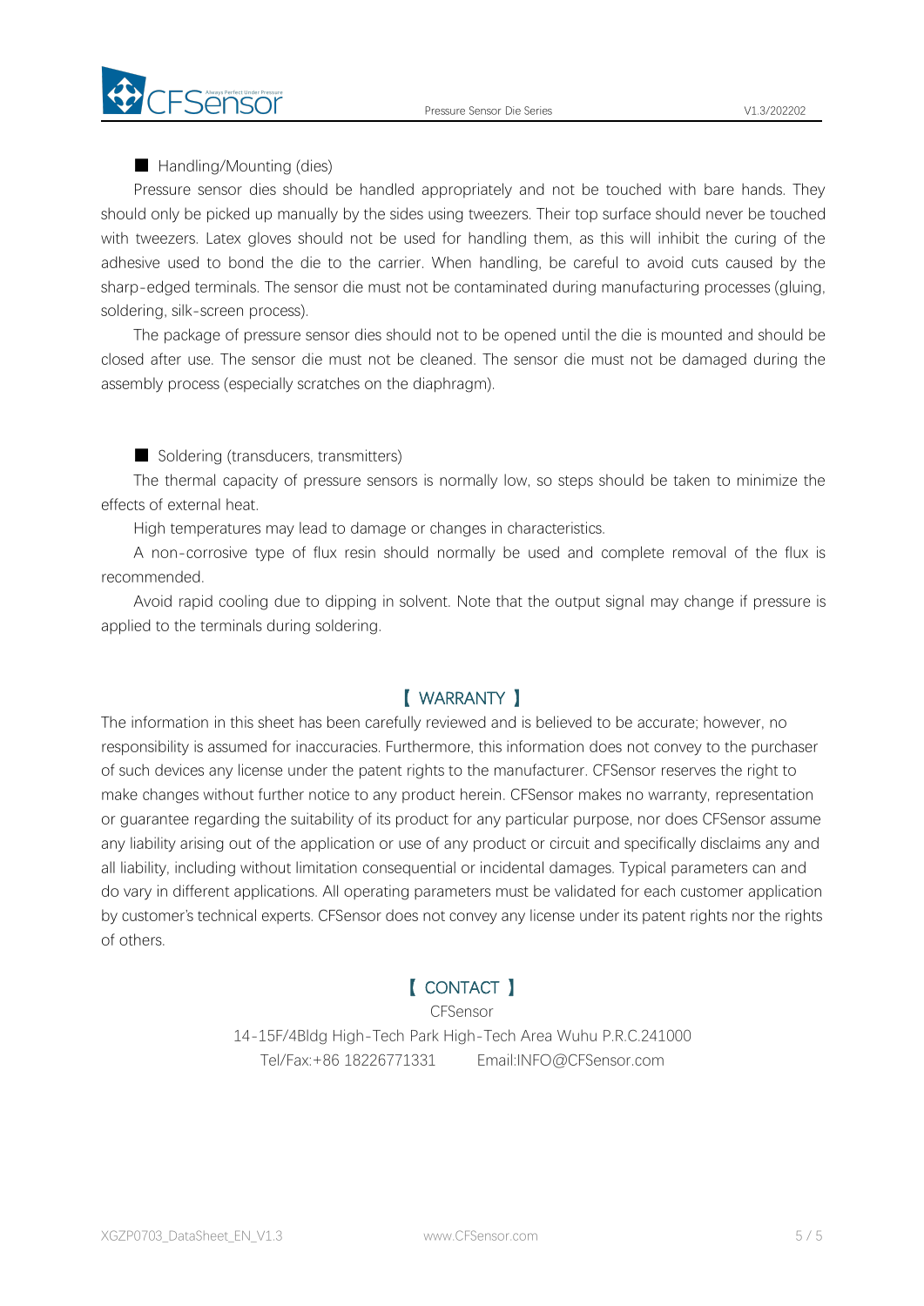■ Handling/Mounting (dies)

Pressure sensor dies should be handled appropriately and not be touched with bare hands. They should only be picked up manually by the sides using tweezers. Their top surface should never be touched with tweezers. Latex gloves should not be used for handling them, as this will inhibit the curing of the adhesive used to bond the die to the carrier. When handling, be careful to avoid cuts caused by the sharp-edged terminals. The sensor die must not be contaminated during manufacturing processes (gluing, soldering, silk-screen process).

The package of pressure sensor dies should not to be opened until the die is mounted and should be closed after use. The sensor die must not be cleaned. The sensor die must not be damaged during the assembly process (especially scratches on the diaphragm).

■ Soldering (transducers, transmitters)

The thermal capacity of pressure sensors is normally low, so steps should be taken to minimize the effects of external heat.

High temperatures may lead to damage or changes in characteristics.

A non-corrosive type of flux resin should normally be used and complete removal of the flux is recommended.

Avoid rapid cooling due to dipping in solvent. Note that the output signal may change if pressure is applied to the terminals during soldering.

## 【 WARRANTY 】

The information in this sheet has been carefully reviewed and is believed to be accurate; however, no responsibility is assumed for inaccuracies. Furthermore, this information does not convey to the purchaser of such devices any license under the patent rights to the manufacturer. CFSensor reserves the right to make changes without further notice to any product herein. CFSensor makes no warranty, representation or guarantee regarding the suitability of its product for any particular purpose, nor does CFSensor assume any liability arising out of the application or use of any product or circuit and specifically disclaims any and all liability, including without limitation consequential or incidental damages. Typical parameters can and do vary in different applications. All operating parameters must be validated for each customer application by customer's technical experts. CFSensor does not convey any license under its patent rights nor the rights of others.

## 【 CONTACT 】

CFSensor

14-15F/4Bldg High-Tech Park High-Tech Area Wuhu P.R.C.241000

Tel/Fax:+86 18226771331 Email:INFO@CFSensor.com